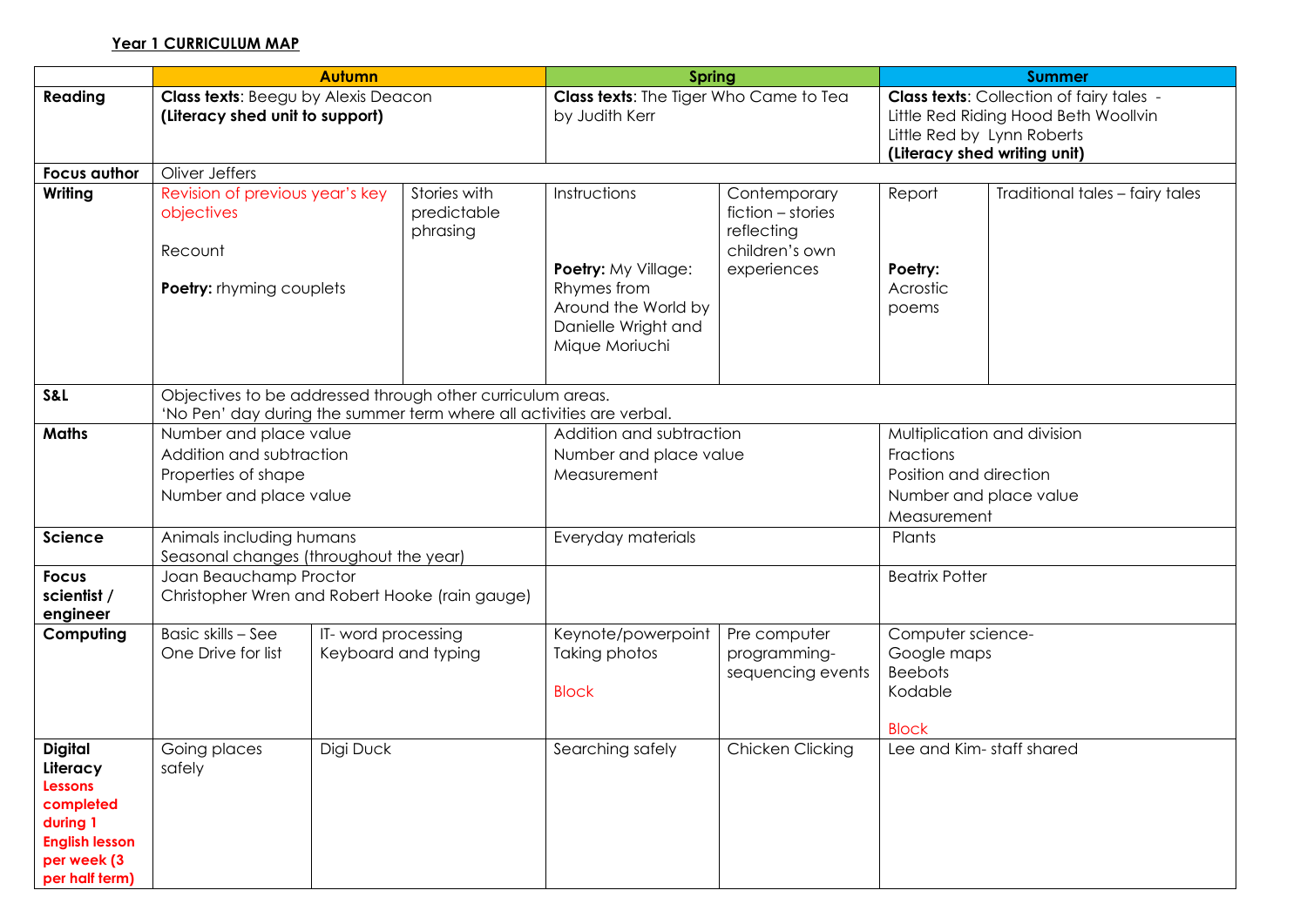**Year 1 CURRICULUM MAP**

| | Autumn | | | Spring | | Summer | |
|---|---|---|---|---|---|---|---|
| **Reading** | **Class texts**: Beegu by Alexis Deacon **(Literacy shed unit to support)** | | | **Class texts**: The Tiger Who Came to Tea by Judith Kerr | | **Class texts**: Collection of fairy tales - Little Red Riding Hood Beth Woollvin Little Red by Lynn Roberts **(Literacy shed writing unit)** | |
| **Focus author** | Oliver Jeffers | | | | | | |
| **Writing** | Revision of previous year's key objectives<br><br>Recount<br><br>**Poetry:** rhyming couplets | | Stories with predictable phrasing | Instructions<br><br>**Poetry:** My Village: Rhymes from Around the World by Danielle Wright and Mique Moriuchi | Contemporary fiction – stories reflecting children's own experiences | Report<br><br>**Poetry:** Acrostic poems | Traditional tales – fairy tales |
| **S&L** | Objectives to be addressed through other curriculum areas. 'No Pen' day during the summer term where all activities are verbal. | | | | | | |
| **Maths** | Number and place value<br>Addition and subtraction<br>Properties of shape<br>Number and place value | | | Addition and subtraction<br>Number and place value<br>Measurement | | Multiplication and division<br>Fractions<br>Position and direction<br>Number and place value<br>Measurement | |
| **Science** | Animals including humans<br>Seasonal changes (throughout the year) | | | Everyday materials | | Plants | |
| **Focus scientist / engineer** | Joan Beauchamp Proctor<br>Christopher Wren and Robert Hooke (rain gauge) | | | | | Beatrix Potter | |
| **Computing** | Basic skills – See One Drive for list | IT- word processing<br>Keyboard and typing | | Keynote/powerpoint<br>Taking photos<br><br>Block | Pre computer programming- sequencing events | Computer science-<br>Google maps<br>Beebots<br>Kodable<br><br>Block | |
| **Digital Literacy** **Lessons completed during 1 English lesson per week (3 per half term)** | Going places safely | Digi Duck | | Searching safely | Chicken Clicking | Lee and Kim- staff shared | |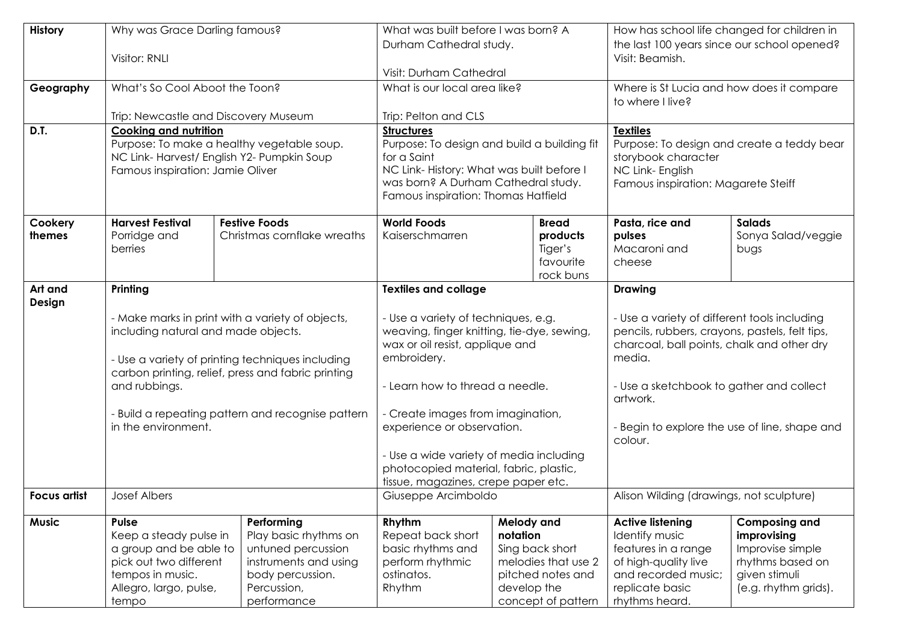| | | | | | | |
|---|---|---|---|---|---|---|
| **History** | Why was Grace Darling famous?<br><br>Visitor: RNLI | | What was built before I was born? A Durham Cathedral study.<br><br>Visit: Durham Cathedral | | How has school life changed for children in the last 100 years since our school opened? Visit: Beamish. | |
| **Geography** | What's So Cool Aboot the Toon?<br><br>Trip: Newcastle and Discovery Museum | | What is our local area like?<br><br>Trip: Pelton and CLS | | Where is St Lucia and how does it compare to where I live? | |
| **D.T.** | **Cooking and nutrition**<br>Purpose: To make a healthy vegetable soup.<br>NC Link- Harvest/ English Y2- Pumpkin Soup<br>Famous inspiration: Jamie Oliver | | **Structures**<br>Purpose: To design and build a building fit for a Saint<br>NC Link- History: What was built before I was born? A Durham Cathedral study.<br>Famous inspiration: Thomas Hatfield | | **Textiles**<br>Purpose: To design and create a teddy bear storybook character<br>NC Link- English<br>Famous inspiration: Magarete Steiff | |
| **Cookery themes** | **Harvest Festival**<br>Porridge and berries | **Festive Foods**<br>Christmas cornflake wreaths | **World Foods**<br>Kaiserschmarren | **Bread products**<br>Tiger's favourite rock buns | **Pasta, rice and pulses**<br>Macaroni and cheese | **Salads**<br>Sonya Salad/veggie bugs |
| **Art and Design** | **Printing**<br><br>- Make marks in print with a variety of objects, including natural and made objects.<br><br>- Use a variety of printing techniques including carbon printing, relief, press and fabric printing and rubbings.<br><br>- Build a repeating pattern and recognise pattern in the environment. | | **Textiles and collage**<br><br>- Use a variety of techniques, e.g. weaving, finger knitting, tie-dye, sewing, wax or oil resist, applique and embroidery.<br><br>- Learn how to thread a needle.<br><br>- Create images from imagination, experience or observation.<br><br>- Use a wide variety of media including photocopied material, fabric, plastic, tissue, magazines, crepe paper etc. | | **Drawing**<br><br>- Use a variety of different tools including pencils, rubbers, crayons, pastels, felt tips, charcoal, ball points, chalk and other dry media.<br><br>- Use a sketchbook to gather and collect artwork.<br><br>- Begin to explore the use of line, shape and colour. | |
| **Focus artist** | Josef Albers | | Giuseppe Arcimboldo | | Alison Wilding (drawings, not sculpture) | |
| **Music** | **Pulse**<br>Keep a steady pulse in a group and be able to pick out two different tempos in music.<br>Allegro, largo, pulse, tempo | **Performing**<br>Play basic rhythms on untuned percussion instruments and using body percussion.<br>Percussion, performance | **Rhythm**<br>Repeat back short basic rhythms and perform rhythmic ostinatos.<br>Rhythm | **Melody and notation**<br>Sing back short melodies that use 2 pitched notes and develop the concept of pattern | **Active listening**<br>Identify music features in a range of high-quality live and recorded music; replicate basic rhythms heard. | **Composing and improvising**<br>Improvise simple rhythms based on given stimuli (e.g. rhythm grids). |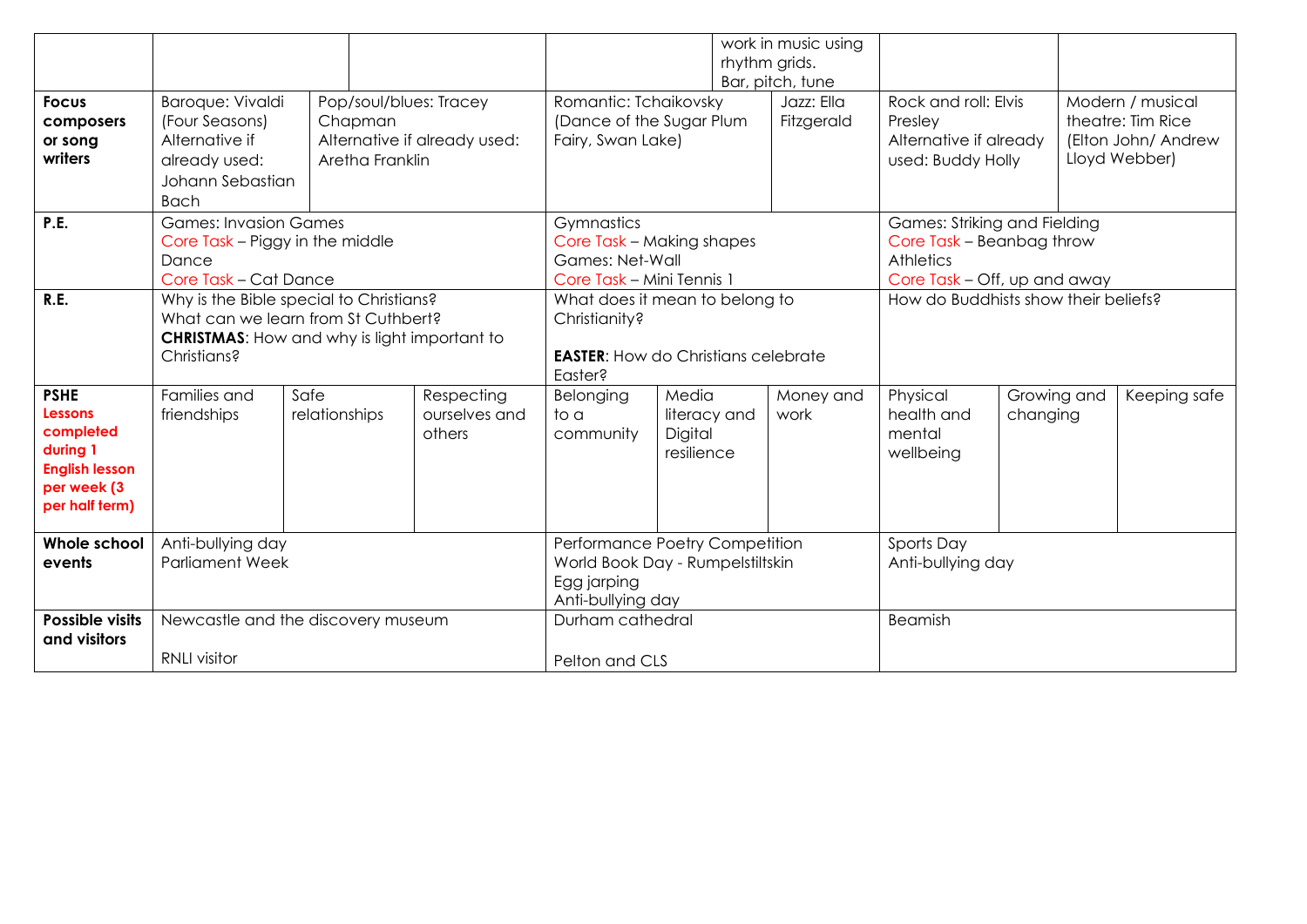| | | | | | | | | | |
|---|---|---|---|---|---|---|---|---|---|
| | | | | | | work in music using rhythm grids. Bar, pitch, tune | | | |
| **Focus composers or song writers** | Baroque: Vivaldi (Four Seasons) Alternative if already used: Johann Sebastian Bach | Pop/soul/blues: Tracey Chapman Alternative if already used: Aretha Franklin | | Romantic: Tchaikovsky (Dance of the Sugar Plum Fairy, Swan Lake) | | Jazz: Ella Fitzgerald | Rock and roll: Elvis Presley Alternative if already used: Buddy Holly | | Modern / musical theatre: Tim Rice (Elton John/ Andrew Lloyd Webber) |
| **P.E.** | Games: Invasion Games<br>Core Task – Piggy in the middle<br>Dance<br>Core Task – Cat Dance | | | Gymnastics<br>Core Task – Making shapes<br>Games: Net-Wall<br>Core Task – Mini Tennis 1 | | | Games: Striking and Fielding<br>Core Task – Beanbag throw<br>Athletics<br>Core Task – Off, up and away | | |
| **R.E.** | Why is the Bible special to Christians?<br>What can we learn from St Cuthbert?<br>**CHRISTMAS**: How and why is light important to Christians? | | | What does it mean to belong to Christianity?<br><br>**EASTER**: How do Christians celebrate Easter? | | | How do Buddhists show their beliefs? | | |
| **PSHE Lessons completed during 1 English lesson per week (3 per half term)** | Families and friendships | Safe relationships | Respecting ourselves and others | Belonging to a community | Media literacy and Digital resilience | Money and work | Physical health and mental wellbeing | Growing and changing | Keeping safe |
| **Whole school events** | Anti-bullying day<br>Parliament Week | | | Performance Poetry Competition<br>World Book Day - Rumpelstiltskin<br>Egg jarping<br>Anti-bullying day | | | Sports Day<br>Anti-bullying day | | |
| **Possible visits and visitors** | Newcastle and the discovery museum<br><br>RNLI visitor | | | Durham cathedral<br><br>Pelton and CLS | | | Beamish | | |